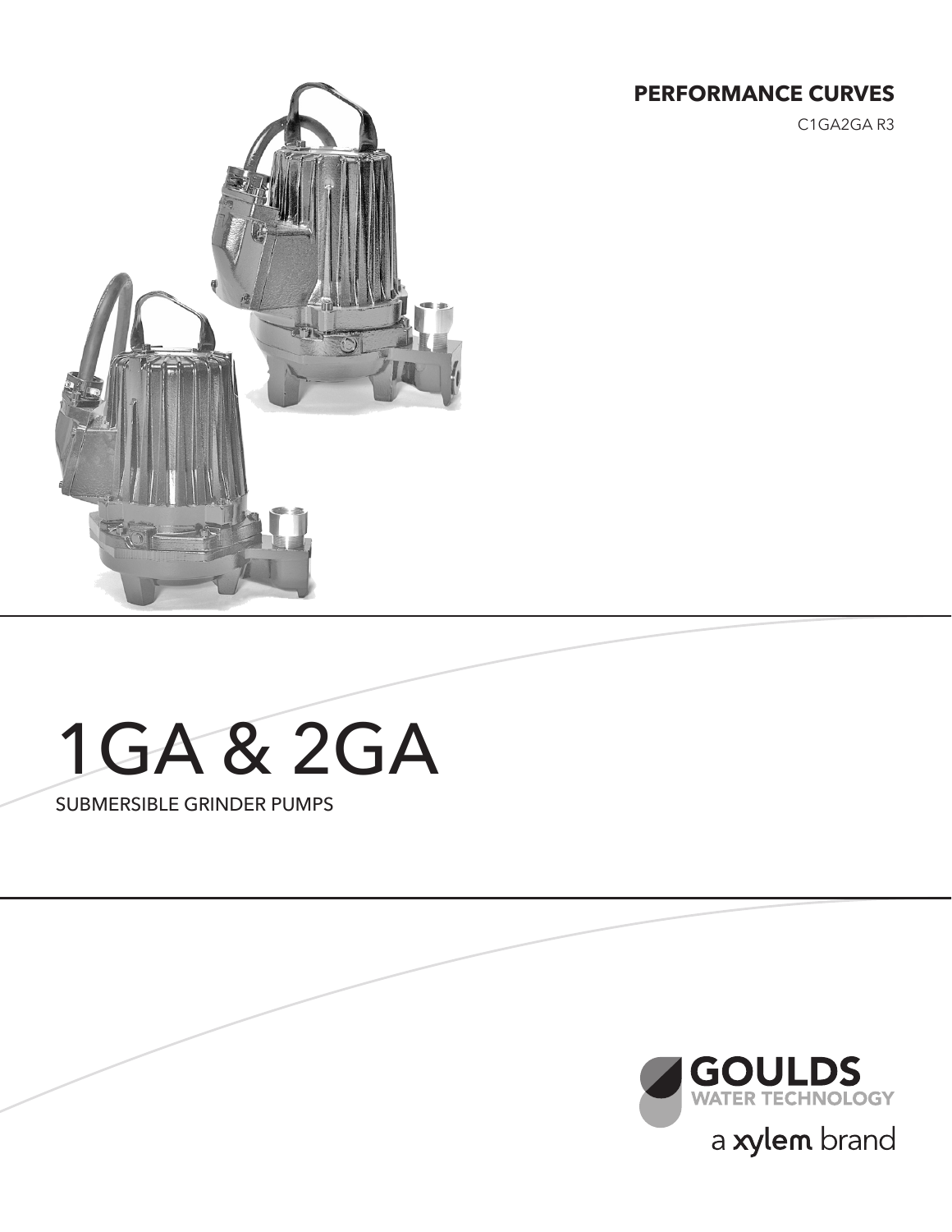**PERFORMANCE CURVES**

C1GA2GA R3

# 1GA & 2GA

SUBMERSIBLE GRINDER PUMPS

GOULDS WATER TECHNOLOGY

a xylem brand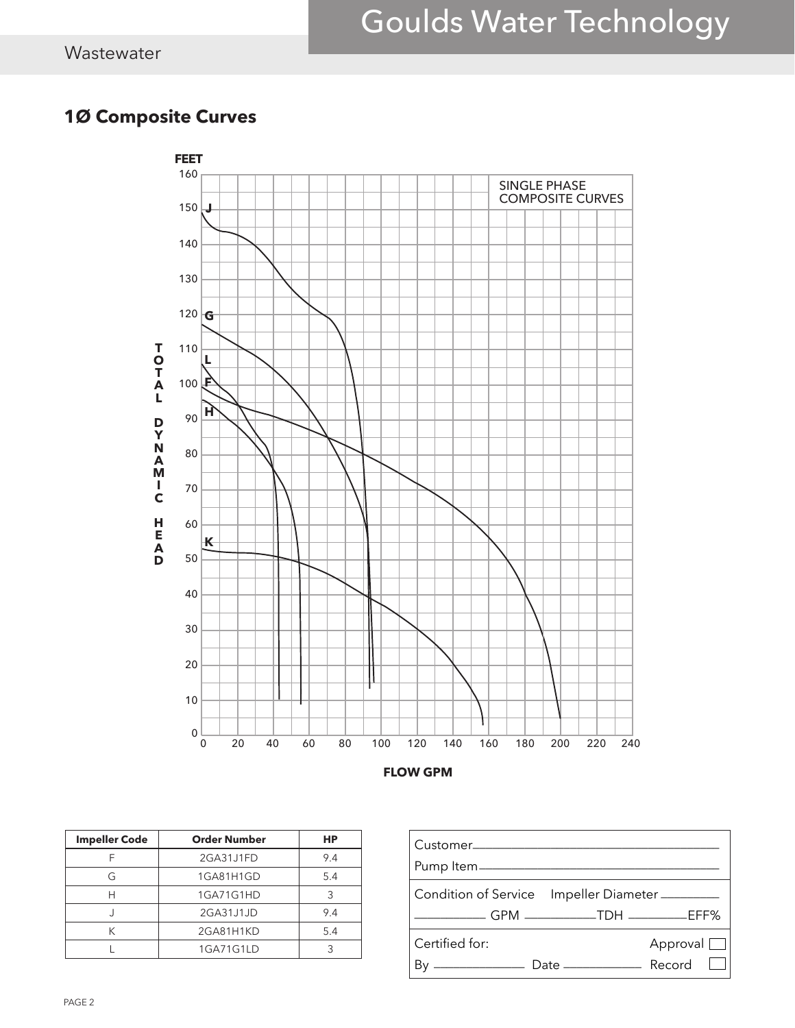## 1Ø Composite Curves

SINGLE PHASE COMPOSITE CURVES

TOTAL DYNAMIC HEAD (FEET)

FLOW GPM

| Impeller Code | Order Number | HP |
|---|---|---|
| F | 2GA31J1FD | 9.4 |
| G | 1GA81H1GD | 5.4 |
| H | 1GA71G1HD | 3 |
| J | 2GA31J1JD | 9.4 |
| K | 2GA81H1KD | 5.4 |
| L | 1GA71G1LD | 3 |

Customer ____________________

Pump Item ____________________

Condition of Service Impeller Diameter __________

__________ GPM __________ TDH __________ EFF%

Certified for: Approval ☐

By __________ Date __________ Record ☐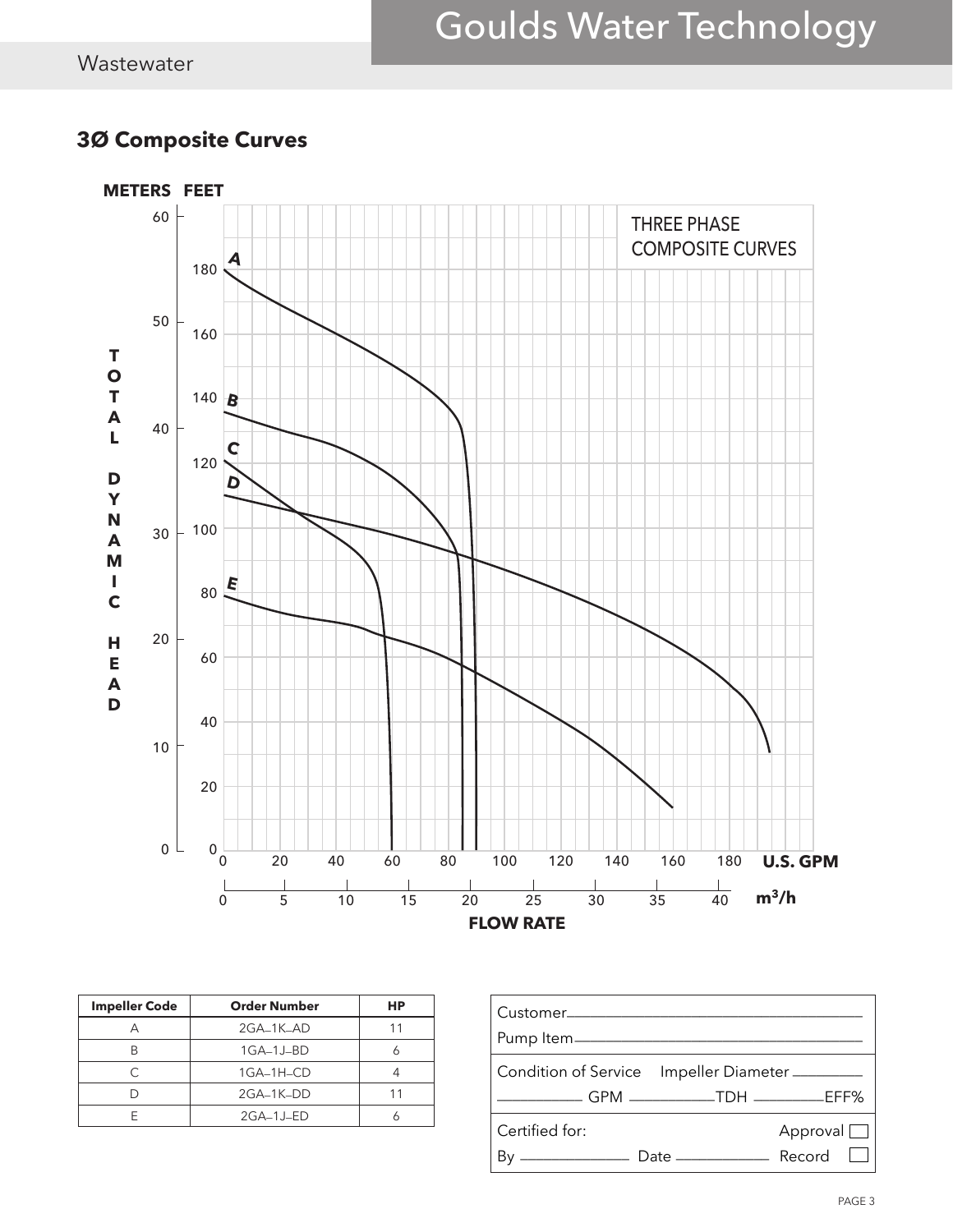### 3Ø Composite Curves

| Impeller Code | Order Number | HP |
| --- | --- | --- |
| A | 2GA–1K–AD | 11 |
| B | 1GA–1J–BD | 6 |
| C | 1GA–1H–CD | 4 |
| D | 2GA–1K–DD | 11 |
| E | 2GA–1J–ED | 6 |

Customer\_\_\_\_\_\_\_\_\_\_\_\_\_\_\_\_\_\_\_\_

Pump Item\_\_\_\_\_\_\_\_\_\_\_\_\_\_\_\_\_\_\_\_

Condition of Service Impeller Diameter \_\_\_\_\_\_\_\_\_\_

\_\_\_\_\_\_\_\_\_\_ GPM \_\_\_\_\_\_\_\_\_\_TDH \_\_\_\_\_\_\_\_\_\_EFF%

Certified for: Approval ☐

By \_\_\_\_\_\_\_\_\_\_ Date \_\_\_\_\_\_\_\_\_\_ Record ☐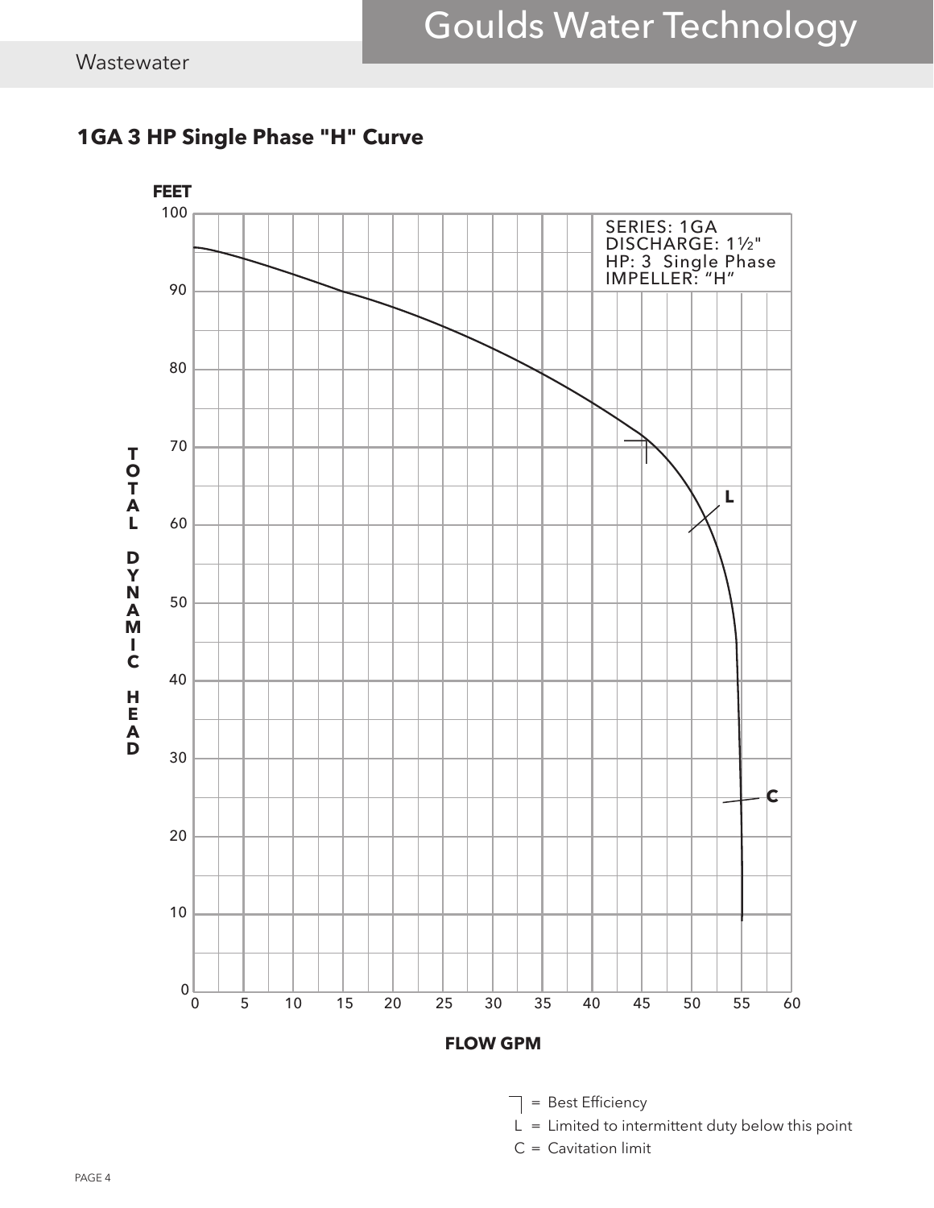## 1GA 3 HP Single Phase "H" Curve

SERIES: 1GA
DISCHARGE: 1½"
HP: 3 Single Phase
IMPELLER: "H"

TOTAL DYNAMIC HEAD (FEET)

FLOW GPM

⌉ = Best Efficiency

L = Limited to intermittent duty below this point

C = Cavitation limit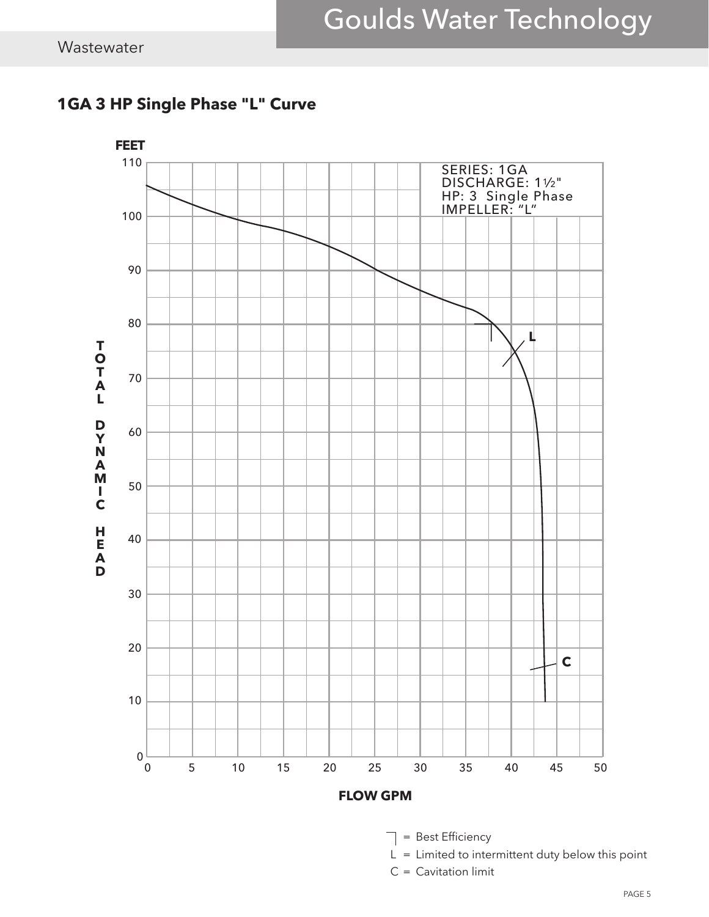# 1GA 3 HP Single Phase "L" Curve

SERIES: 1GA
DISCHARGE: 1½"
HP: 3 Single Phase
IMPELLER: "L"

TOTAL DYNAMIC HEAD (FEET)

FLOW GPM

⏋ = Best Efficiency

L = Limited to intermittent duty below this point

C = Cavitation limit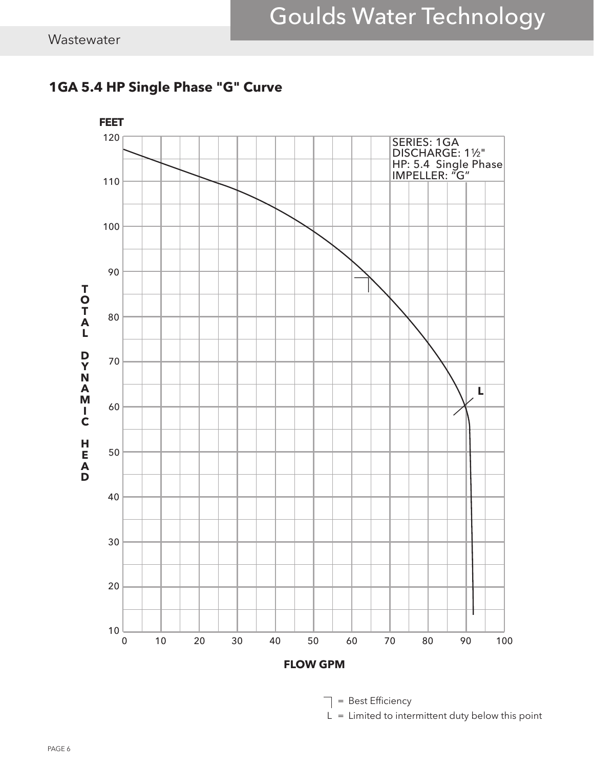## 1GA 5.4 HP Single Phase "G" Curve

FEET

SERIES: 1GA
DISCHARGE: 1½"
HP: 5.4 Single Phase
IMPELLER: "G"

TOTAL DYNAMIC HEAD

FLOW GPM

┐ = Best Efficiency

L = Limited to intermittent duty below this point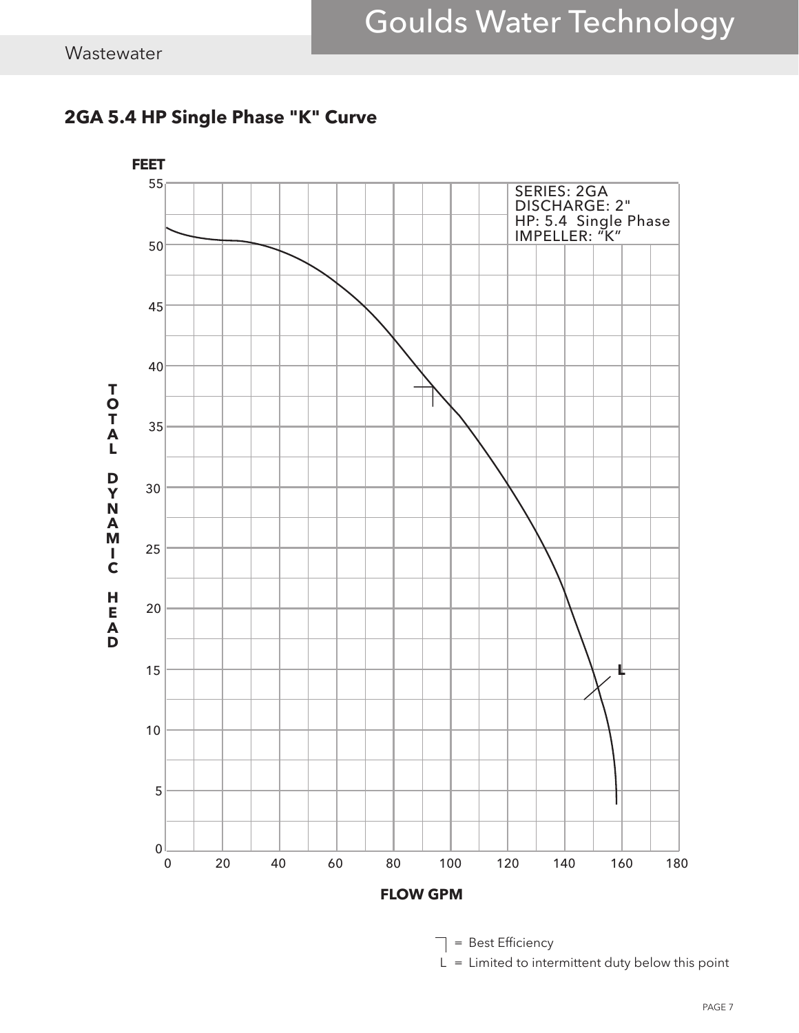## 2GA 5.4 HP Single Phase "K" Curve

FEET

TOTAL DYNAMIC HEAD

SERIES: 2GA
DISCHARGE: 2"
HP: 5.4 Single Phase
IMPELLER: "K"

FLOW GPM

┐ = Best Efficiency

L = Limited to intermittent duty below this point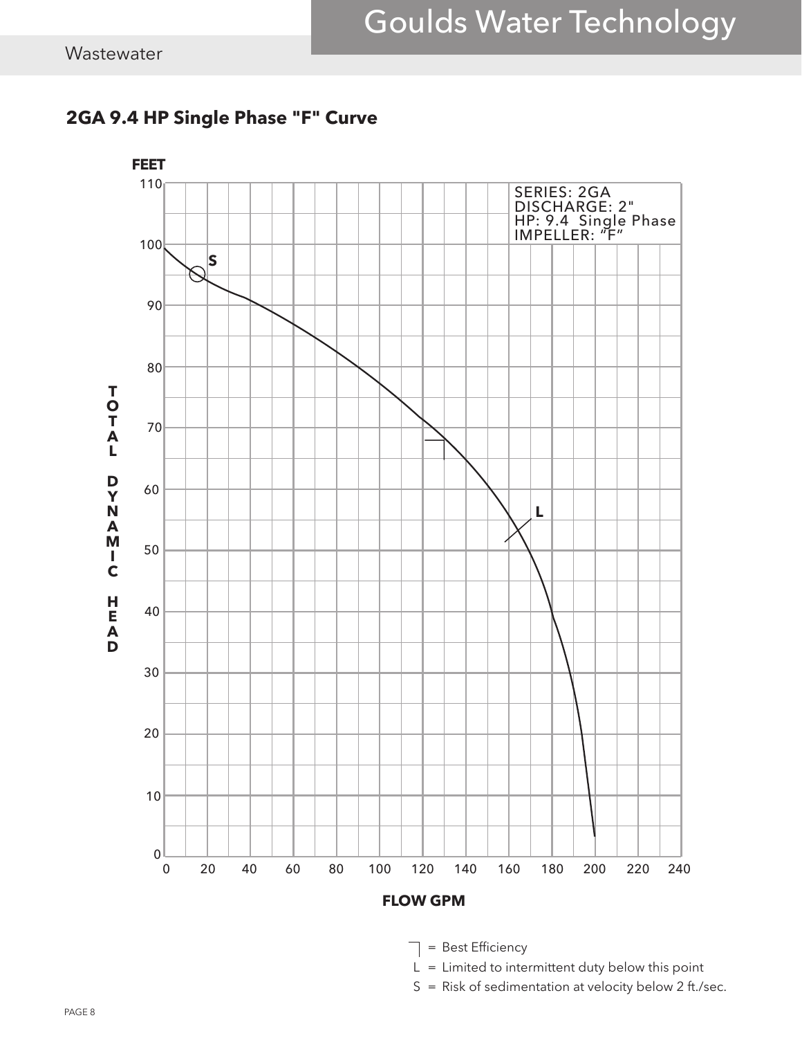## 2GA 9.4 HP Single Phase "F" Curve

FEET

SERIES: 2GA
DISCHARGE: 2"
HP: 9.4 Single Phase
IMPELLER: "F"

TOTAL DYNAMIC HEAD

FLOW GPM

┐ = Best Efficiency

L = Limited to intermittent duty below this point

S = Risk of sedimentation at velocity below 2 ft./sec.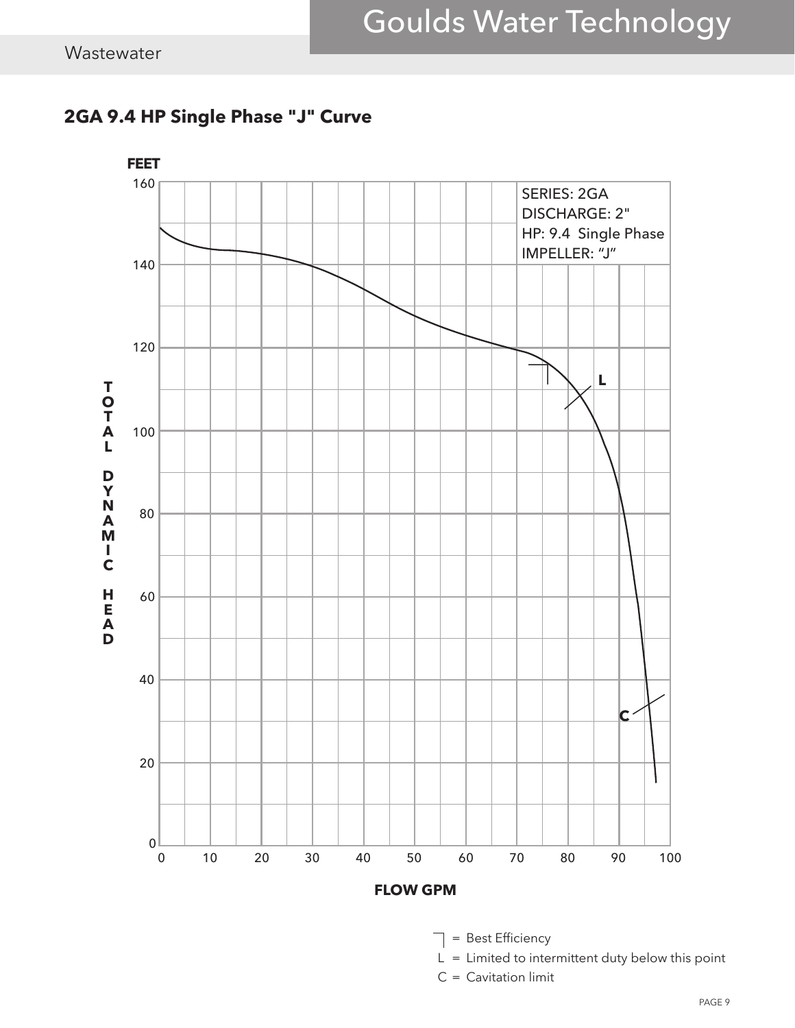Wastewater

## 2GA 9.4 HP Single Phase "J" Curve

FEET

SERIES: 2GA
DISCHARGE: 2"
HP: 9.4 Single Phase
IMPELLER: "J"

TOTAL DYNAMIC HEAD

FLOW GPM

┐ = Best Efficiency
L = Limited to intermittent duty below this point
C = Cavitation limit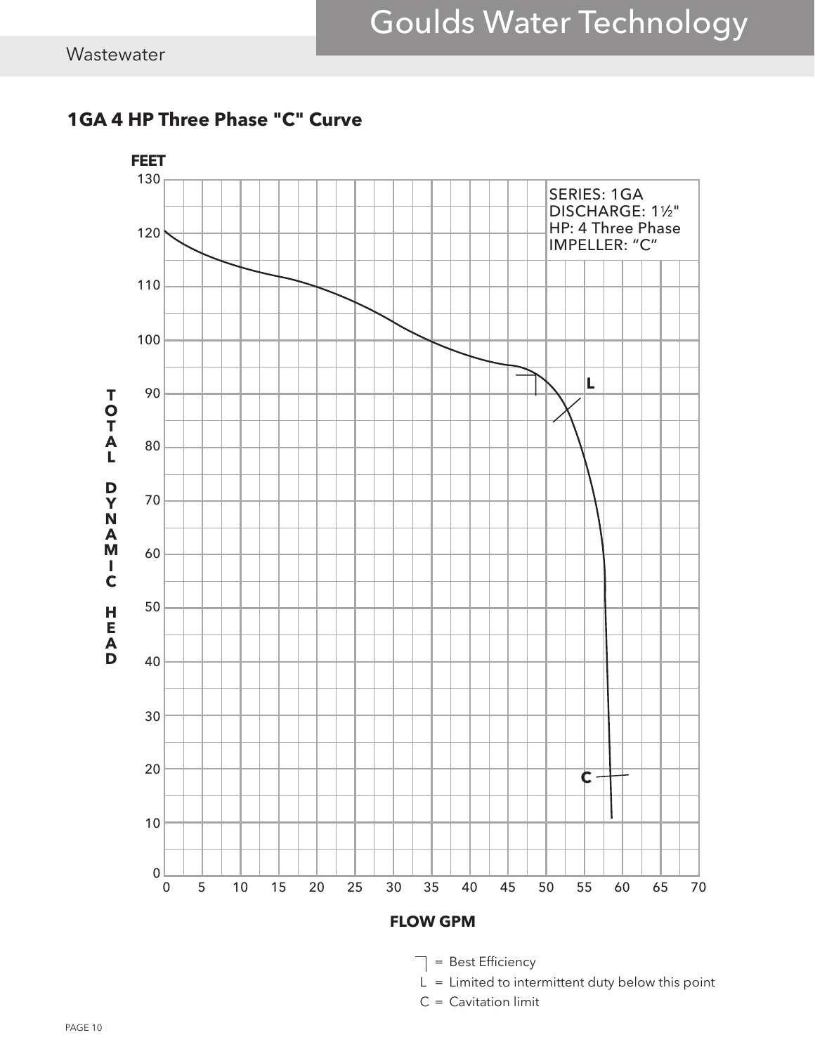## 1GA 4 HP Three Phase "C" Curve

SERIES: 1GA
DISCHARGE: 1½"
HP: 4 Three Phase
IMPELLER: "C"

TOTAL DYNAMIC HEAD (FEET)

FLOW GPM

┐ = Best Efficiency

L = Limited to intermittent duty below this point

C = Cavitation limit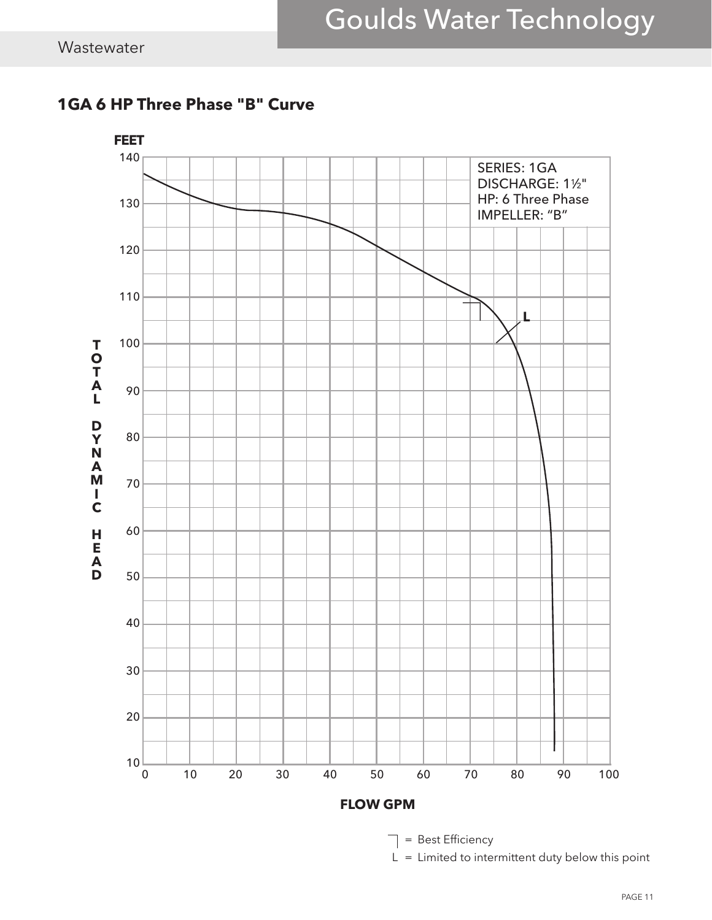# 1GA 6 HP Three Phase "B" Curve

SERIES: 1GA
DISCHARGE: 1½"
HP: 6 Three Phase
IMPELLER: "B"

TOTAL DYNAMIC HEAD (FEET)

FLOW GPM

⏋ = Best Efficiency

L = Limited to intermittent duty below this point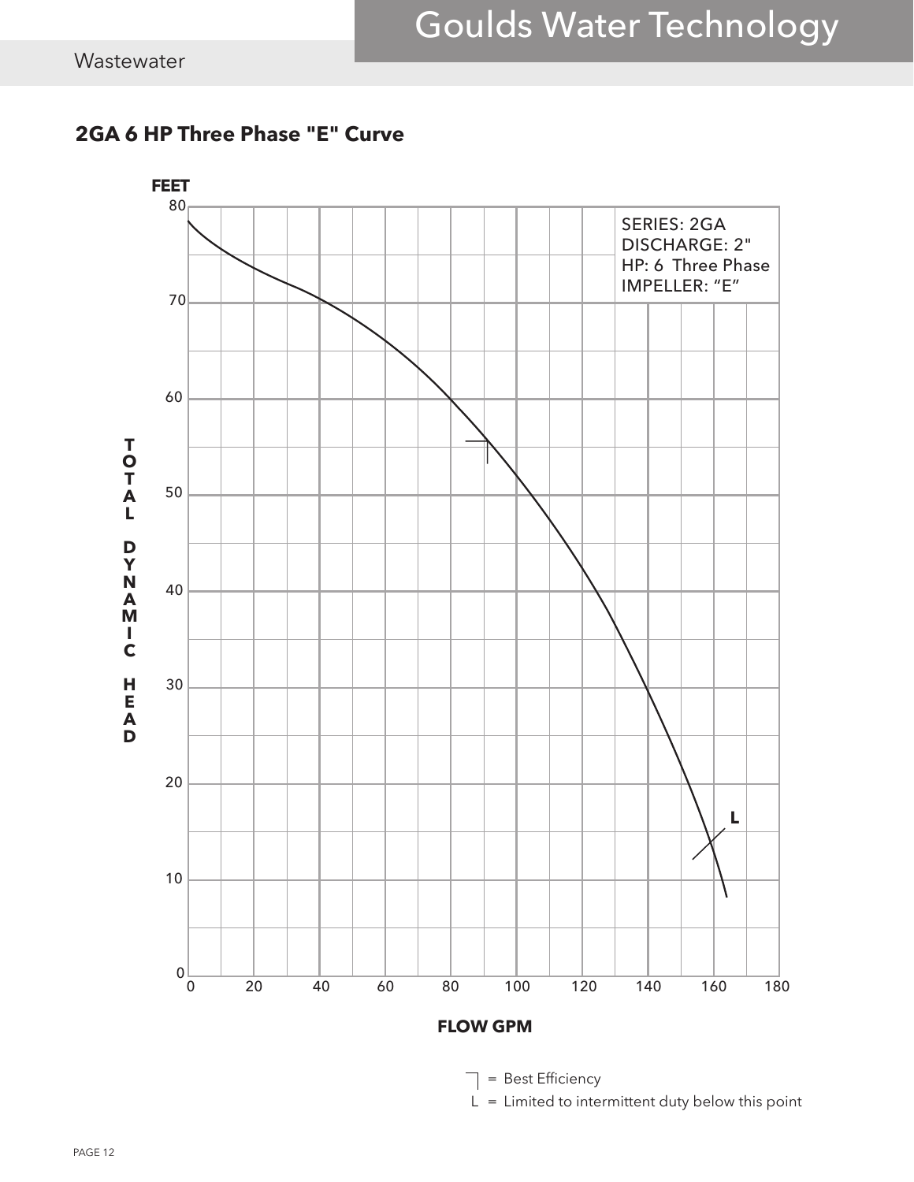## 2GA 6 HP Three Phase "E" Curve

SERIES: 2GA
DISCHARGE: 2"
HP: 6 Three Phase
IMPELLER: "E"

TOTAL DYNAMIC HEAD (FEET)

FLOW GPM

┐ = Best Efficiency

L = Limited to intermittent duty below this point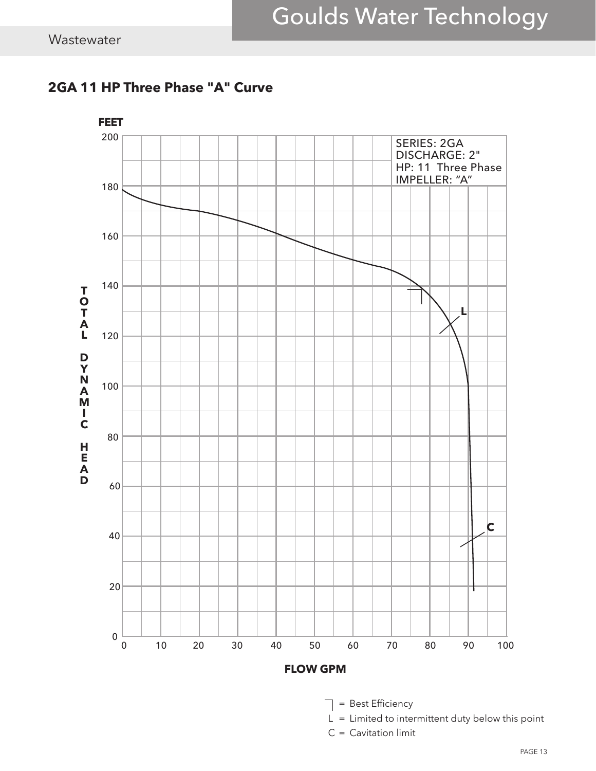## 2GA 11 HP Three Phase "A" Curve

FEET

SERIES: 2GA
DISCHARGE: 2"
HP: 11 Three Phase
IMPELLER: "A"

TOTAL DYNAMIC HEAD

FLOW GPM

┐ = Best Efficiency

L = Limited to intermittent duty below this point

C = Cavitation limit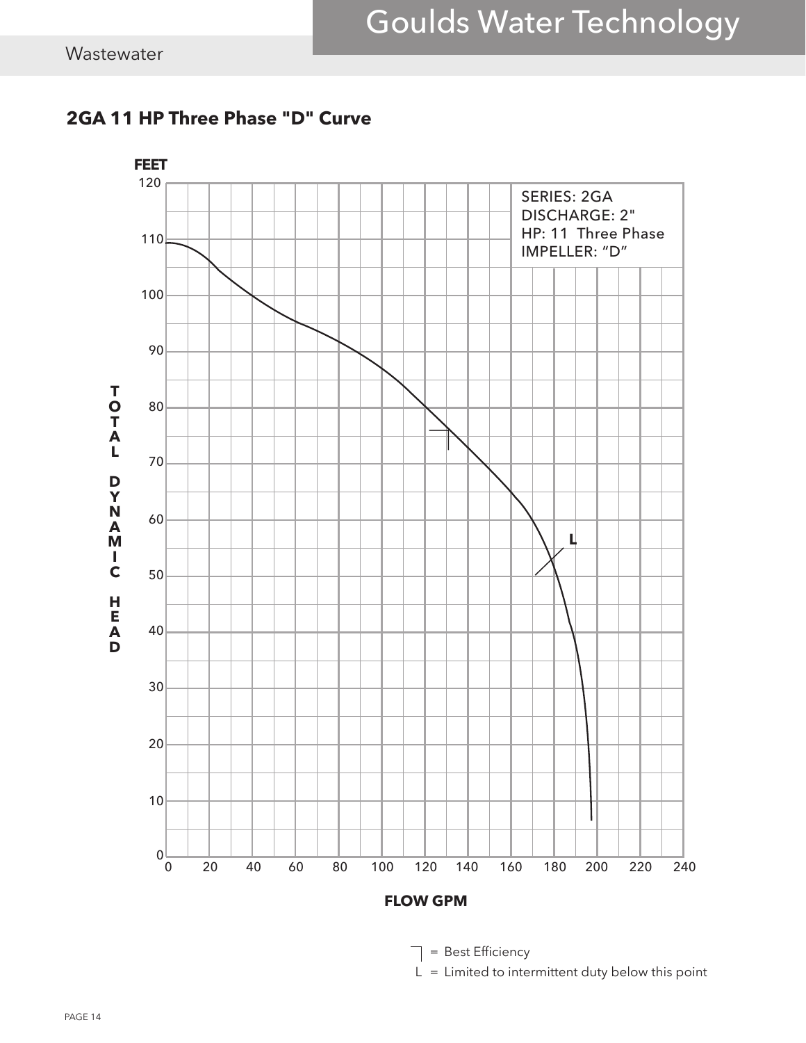Wastewater

## 2GA 11 HP Three Phase "D" Curve

FEET

SERIES: 2GA
DISCHARGE: 2"
HP: 11 Three Phase
IMPELLER: "D"

TOTAL DYNAMIC HEAD

FLOW GPM

┐ = Best Efficiency

L = Limited to intermittent duty below this point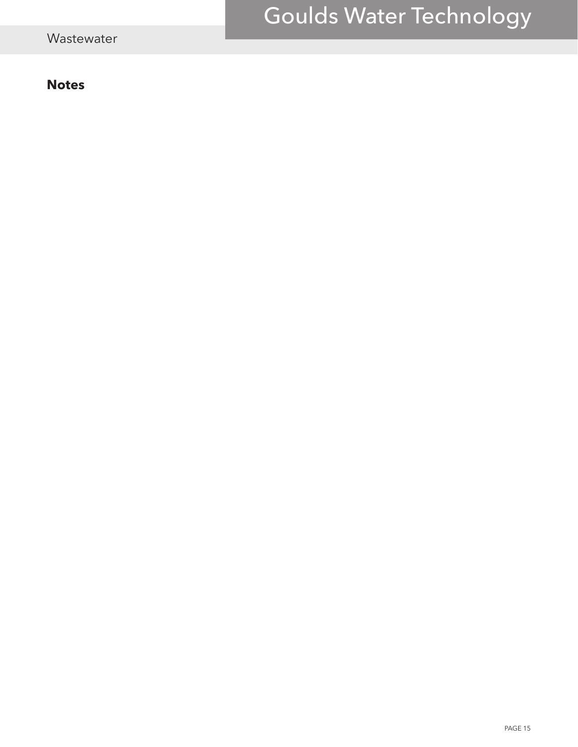**Notes**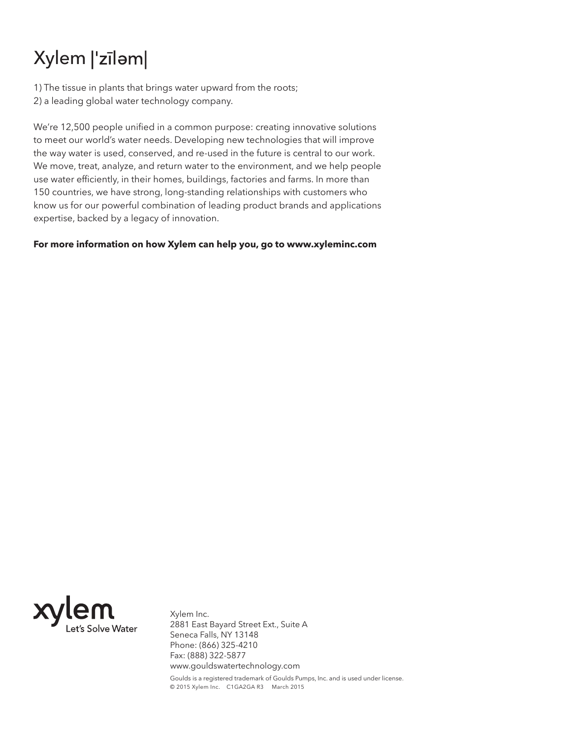# Xylem |'zīləm|

1) The tissue in plants that brings water upward from the roots;
2) a leading global water technology company.

We're 12,500 people unified in a common purpose: creating innovative solutions to meet our world's water needs. Developing new technologies that will improve the way water is used, conserved, and re-used in the future is central to our work. We move, treat, analyze, and return water to the environment, and we help people use water efficiently, in their homes, buildings, factories and farms. In more than 150 countries, we have strong, long-standing relationships with customers who know us for our powerful combination of leading product brands and applications expertise, backed by a legacy of innovation.

**For more information on how Xylem can help you, go to www.xyleminc.com**

xylem
Let's Solve Water

Xylem Inc.
2881 East Bayard Street Ext., Suite A
Seneca Falls, NY 13148
Phone: (866) 325-4210
Fax: (888) 322-5877
www.gouldswatertechnology.com

Goulds is a registered trademark of Goulds Pumps, Inc. and is used under license.
© 2015 Xylem Inc. C1GA2GA R3 March 2015